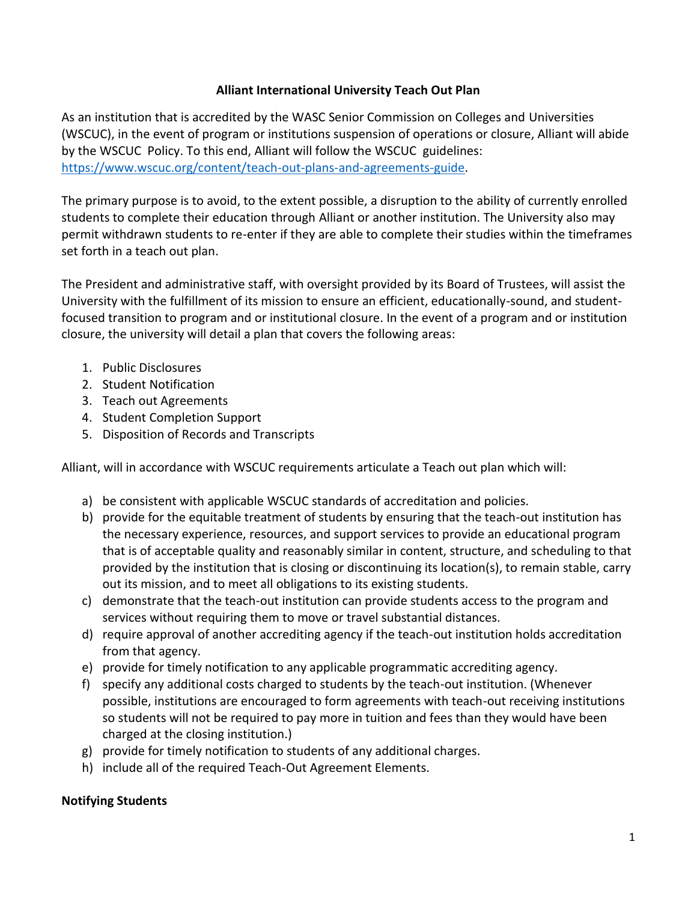# Alliant International University Teach Out Plan

As an institution that is accredited by the WASC Senior Commission on Colleges and Universities (WSCUC), in the event of program or institutions suspension of operations or closure, Alliant will abide by the WSCUC Policy. To this end, Alliant will follow the WSCUC guidelines: [https://www.wscuc.org/content/teach-out-plans-and-agreements-guide](https://www.wscuc.org/content/teach-out-plans-and-agreements-guide).

The primary purpose is to avoid, to the extent possible, a disruption to the ability of currently enrolled students to complete their education through Alliant or another institution. The University also may permit withdrawn students to re-enter if they are able to complete their studies within the timeframes set forth in a teach out plan.

The President and administrative staff, with oversight provided by its Board of Trustees, will assist the University with the fulfillment of its mission to ensure an efficient, educationally-sound, and student-focused transition to program and or institutional closure. In the event of a program and or institution closure, the university will detail a plan that covers the following areas:

1. Public Disclosures
2. Student Notification
3. Teach out Agreements
4. Student Completion Support
5. Disposition of Records and Transcripts

Alliant, will in accordance with WSCUC requirements articulate a Teach out plan which will:

a) be consistent with applicable WSCUC standards of accreditation and policies.
b) provide for the equitable treatment of students by ensuring that the teach-out institution has the necessary experience, resources, and support services to provide an educational program that is of acceptable quality and reasonably similar in content, structure, and scheduling to that provided by the institution that is closing or discontinuing its location(s), to remain stable, carry out its mission, and to meet all obligations to its existing students.
c) demonstrate that the teach-out institution can provide students access to the program and services without requiring them to move or travel substantial distances.
d) require approval of another accrediting agency if the teach-out institution holds accreditation from that agency.
e) provide for timely notification to any applicable programmatic accrediting agency.
f) specify any additional costs charged to students by the teach-out institution. (Whenever possible, institutions are encouraged to form agreements with teach-out receiving institutions so students will not be required to pay more in tuition and fees than they would have been charged at the closing institution.)
g) provide for timely notification to students of any additional charges.
h) include all of the required Teach-Out Agreement Elements.

**Notifying Students**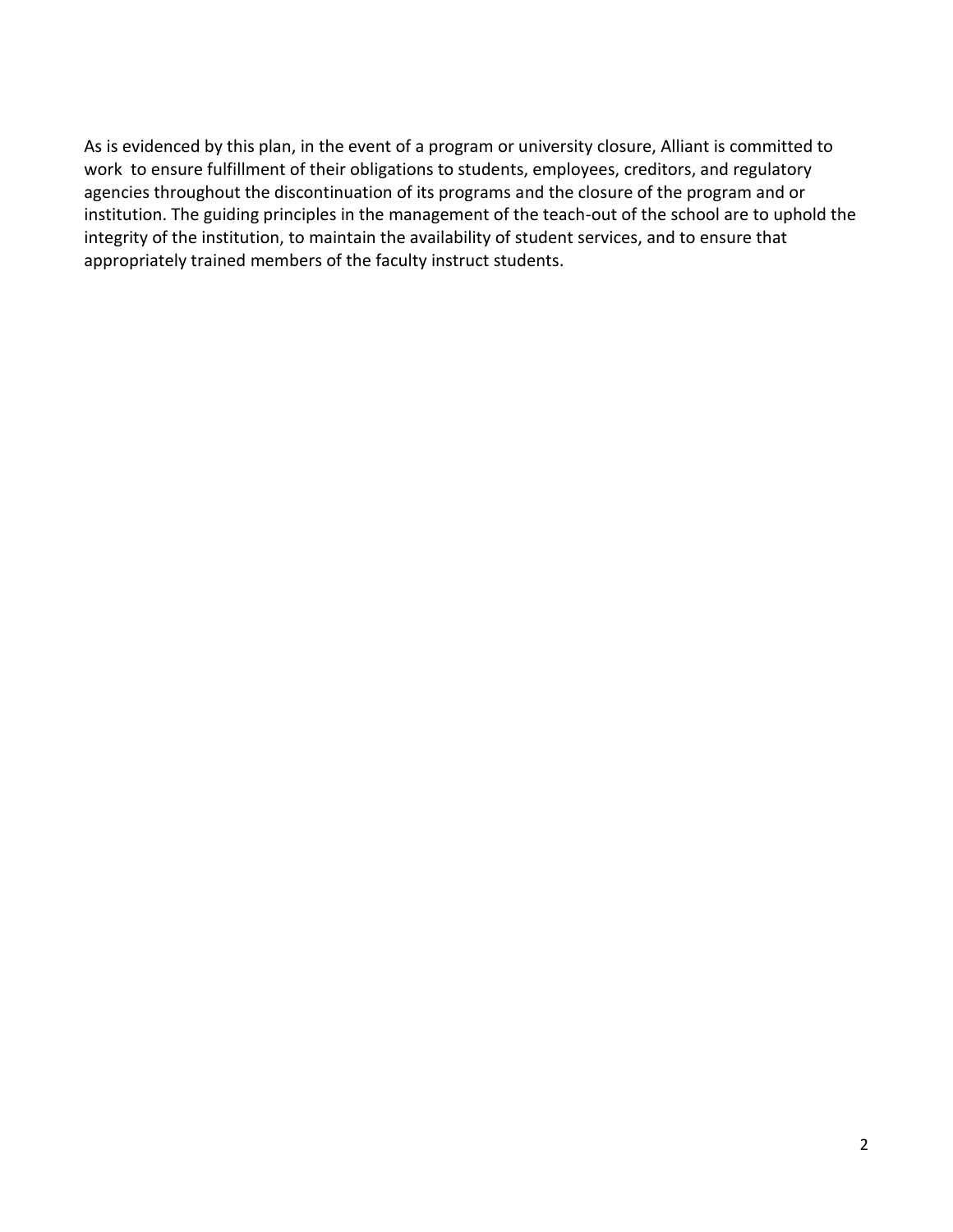As is evidenced by this plan, in the event of a program or university closure, Alliant is committed to work to ensure fulfillment of their obligations to students, employees, creditors, and regulatory agencies throughout the discontinuation of its programs and the closure of the program and or institution. The guiding principles in the management of the teach-out of the school are to uphold the integrity of the institution, to maintain the availability of student services, and to ensure that appropriately trained members of the faculty instruct students.